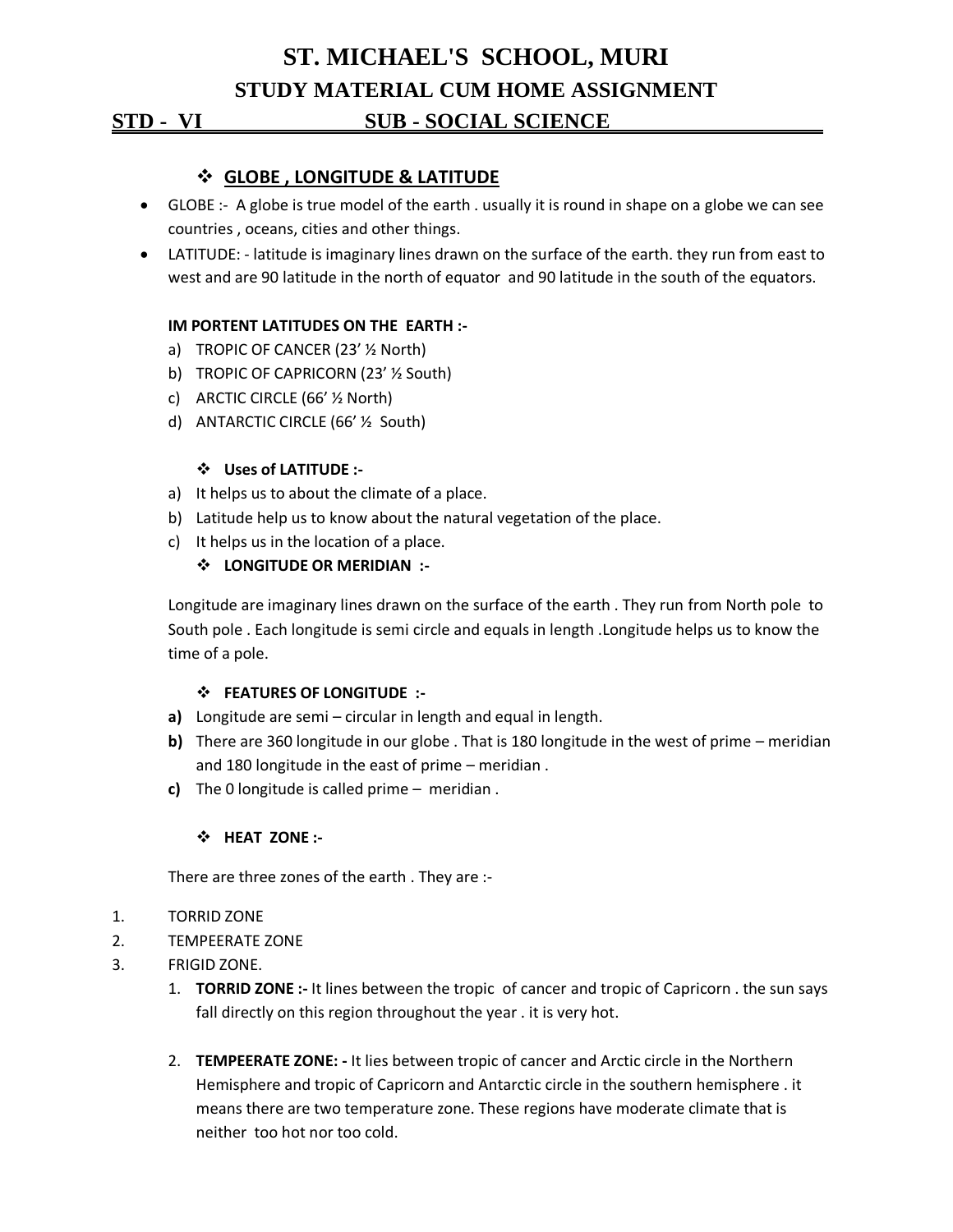# ST. MICHAEL'S SCHOOL, MURI

## STUDY MATERIAL CUM HOME ASSIGNMENT

**STD - VI SUB - SOCIAL SCIENCE**

### ❖ GLOBE , LONGITUDE & LATITUDE

- GLOBE :- A globe is true model of the earth . usually it is round in shape on a globe we can see countries , oceans, cities and other things.
- LATITUDE: - latitude is imaginary lines drawn on the surface of the earth. they run from east to west and are 90 latitude in the north of equator and 90 latitude in the south of the equators.

**IM PORTENT LATITUDES ON THE EARTH :-**

a) TROPIC OF CANCER (23' ½ North)
b) TROPIC OF CAPRICORN (23' ½ South)
c) ARCTIC CIRCLE (66' ½ North)
d) ANTARCTIC CIRCLE (66' ½ South)

**❖ Uses of LATITUDE :-**

a) It helps us to about the climate of a place.
b) Latitude help us to know about the natural vegetation of the place.
c) It helps us in the location of a place.

**❖ LONGITUDE OR MERIDIAN :-**

Longitude are imaginary lines drawn on the surface of the earth . They run from North pole to South pole . Each longitude is semi circle and equals in length .Longitude helps us to know the time of a pole.

**❖ FEATURES OF LONGITUDE :-**

**a)** Longitude are semi – circular in length and equal in length.
**b)** There are 360 longitude in our globe . That is 180 longitude in the west of prime – meridian and 180 longitude in the east of prime – meridian .
**c)** The 0 longitude is called prime – meridian .

**❖ HEAT ZONE :-**

There are three zones of the earth . They are :-

1. TORRID ZONE
2. TEMPEERATE ZONE
3. FRIGID ZONE.

1. **TORRID ZONE :-** It lines between the tropic of cancer and tropic of Capricorn . the sun says fall directly on this region throughout the year . it is very hot.

2. **TEMPEERATE ZONE: -** It lies between tropic of cancer and Arctic circle in the Northern Hemisphere and tropic of Capricorn and Antarctic circle in the southern hemisphere . it means there are two temperature zone. These regions have moderate climate that is neither too hot nor too cold.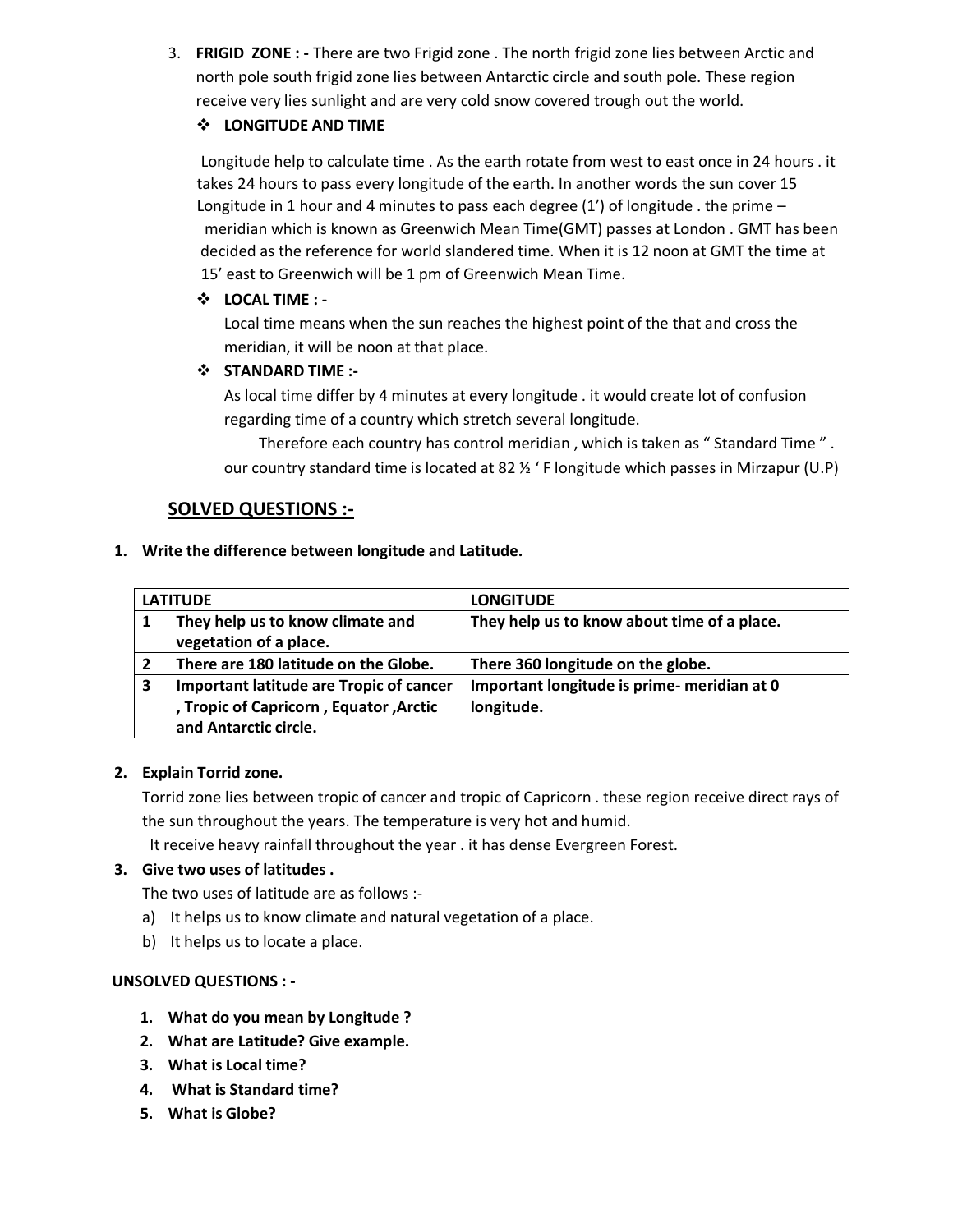3. **FRIGID ZONE : -** There are two Frigid zone . The north frigid zone lies between Arctic and north pole south frigid zone lies between Antarctic circle and south pole. These region receive very lies sunlight and are very cold snow covered trough out the world.

   - **LONGITUDE AND TIME**

   Longitude help to calculate time . As the earth rotate from west to east once in 24 hours . it takes 24 hours to pass every longitude of the earth. In another words the sun cover 15 Longitude in 1 hour and 4 minutes to pass each degree (1') of longitude . the prime – meridian which is known as Greenwich Mean Time(GMT) passes at London . GMT has been decided as the reference for world slandered time. When it is 12 noon at GMT the time at 15' east to Greenwich will be 1 pm of Greenwich Mean Time.

   - **LOCAL TIME : -**

     Local time means when the sun reaches the highest point of the that and cross the meridian, it will be noon at that place.

   - **STANDARD TIME :-**

     As local time differ by 4 minutes at every longitude . it would create lot of confusion regarding time of a country which stretch several longitude.

     Therefore each country has control meridian , which is taken as " Standard Time " . our country standard time is located at 82 ½ ' F longitude which passes in Mirzapur (U.P)

## SOLVED QUESTIONS :-

1. **Write the difference between longitude and Latitude.**

| | LATITUDE | LONGITUDE |
|---|---|---|
| 1 | **They help us to know climate and vegetation of a place.** | **They help us to know about time of a place.** |
| 2 | **There are 180 latitude on the Globe.** | **There 360 longitude on the globe.** |
| 3 | **Important latitude are Tropic of cancer , Tropic of Capricorn , Equator ,Arctic and Antarctic circle.** | **Important longitude is prime- meridian at 0 longitude.** |

2. **Explain Torrid zone.**

   Torrid zone lies between tropic of cancer and tropic of Capricorn . these region receive direct rays of the sun throughout the years. The temperature is very hot and humid.

   It receive heavy rainfall throughout the year . it has dense Evergreen Forest.

3. **Give two uses of latitudes .**

   The two uses of latitude are as follows :-

   a) It helps us to know climate and natural vegetation of a place.

   b) It helps us to locate a place.

**UNSOLVED QUESTIONS : -**

1. **What do you mean by Longitude ?**
2. **What are Latitude? Give example.**
3. **What is Local time?**
4. **What is Standard time?**
5. **What is Globe?**